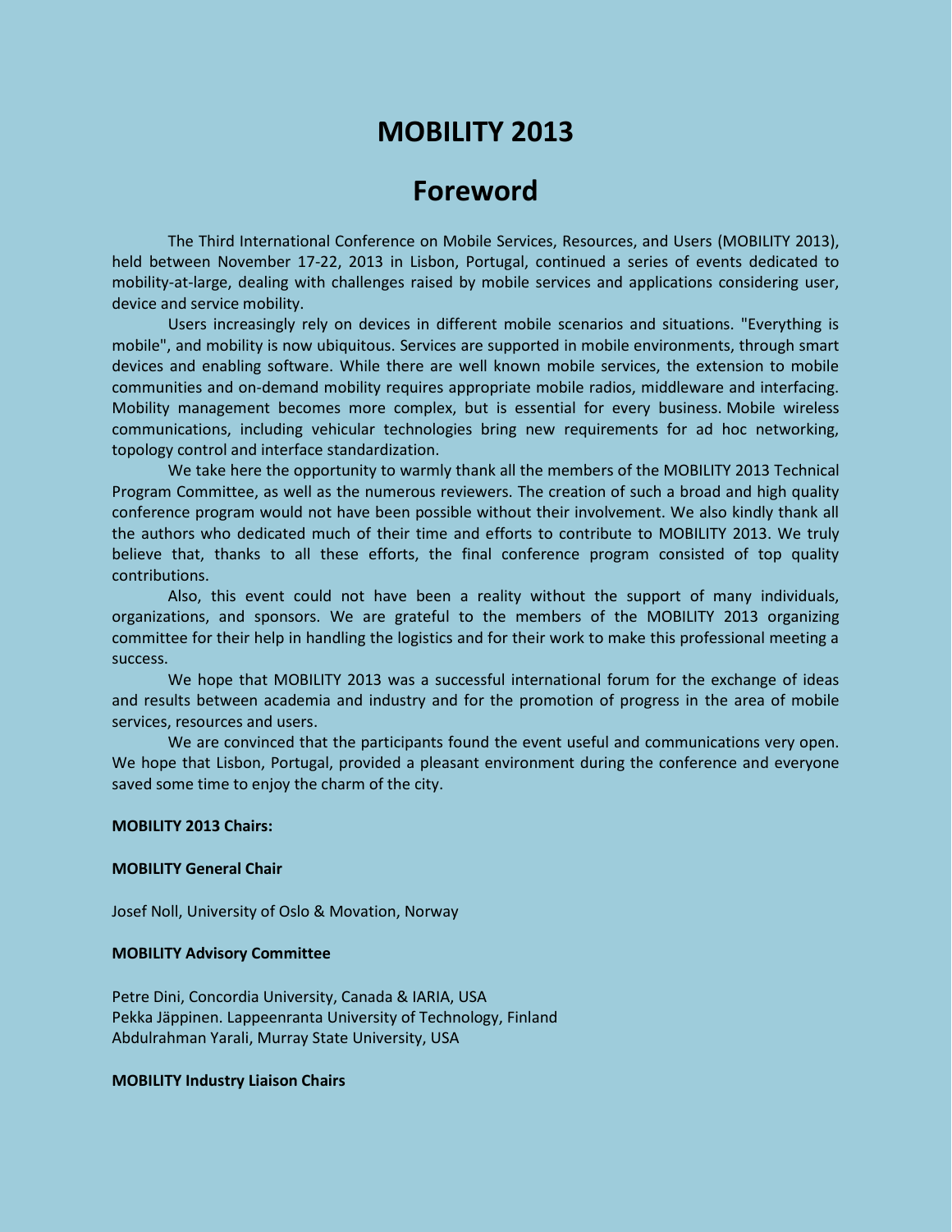# MOBILITY 2013

## Foreword

The Third International Conference on Mobile Services, Resources, and Users (MOBILITY 2013), held between November 17-22, 2013 in Lisbon, Portugal, continued a series of events dedicated to mobility-at-large, dealing with challenges raised by mobile services and applications considering user, device and service mobility.

Users increasingly rely on devices in different mobile scenarios and situations. "Everything is mobile", and mobility is now ubiquitous. Services are supported in mobile environments, through smart devices and enabling software. While there are well known mobile services, the extension to mobile communities and on-demand mobility requires appropriate mobile radios, middleware and interfacing. Mobility management becomes more complex, but is essential for every business. Mobile wireless communications, including vehicular technologies bring new requirements for ad hoc networking, topology control and interface standardization.

We take here the opportunity to warmly thank all the members of the MOBILITY 2013 Technical Program Committee, as well as the numerous reviewers. The creation of such a broad and high quality conference program would not have been possible without their involvement. We also kindly thank all the authors who dedicated much of their time and efforts to contribute to MOBILITY 2013. We truly believe that, thanks to all these efforts, the final conference program consisted of top quality contributions.

Also, this event could not have been a reality without the support of many individuals, organizations, and sponsors. We are grateful to the members of the MOBILITY 2013 organizing committee for their help in handling the logistics and for their work to make this professional meeting a success.

We hope that MOBILITY 2013 was a successful international forum for the exchange of ideas and results between academia and industry and for the promotion of progress in the area of mobile services, resources and users.

We are convinced that the participants found the event useful and communications very open. We hope that Lisbon, Portugal, provided a pleasant environment during the conference and everyone saved some time to enjoy the charm of the city.

**MOBILITY 2013 Chairs:**

**MOBILITY General Chair**

Josef Noll, University of Oslo & Movation, Norway

**MOBILITY Advisory Committee**

Petre Dini, Concordia University, Canada & IARIA, USA  
Pekka Jäppinen. Lappeenranta University of Technology, Finland  
Abdulrahman Yarali, Murray State University, USA

**MOBILITY Industry Liaison Chairs**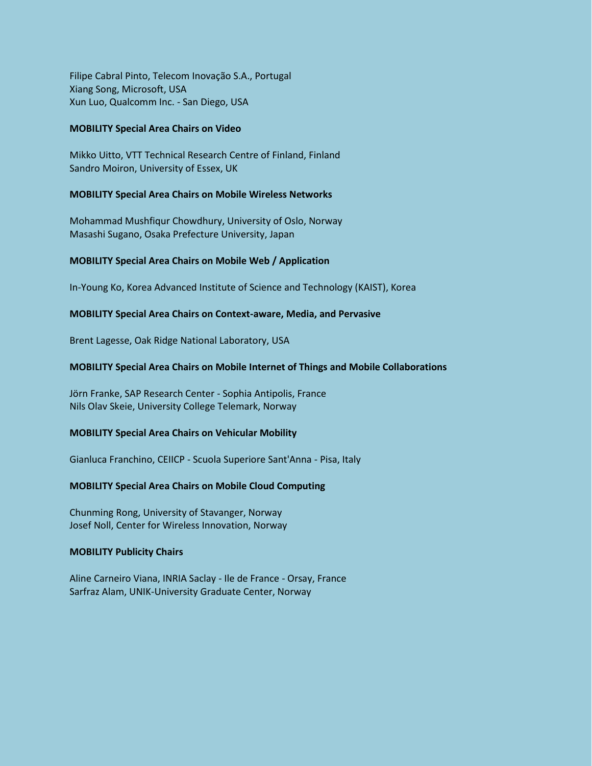Filipe Cabral Pinto, Telecom Inovação S.A., Portugal
Xiang Song, Microsoft, USA
Xun Luo, Qualcomm Inc. - San Diego, USA

**MOBILITY Special Area Chairs on Video**

Mikko Uitto, VTT Technical Research Centre of Finland, Finland
Sandro Moiron, University of Essex, UK

**MOBILITY Special Area Chairs on Mobile Wireless Networks**

Mohammad Mushfiqur Chowdhury, University of Oslo, Norway
Masashi Sugano, Osaka Prefecture University, Japan

**MOBILITY Special Area Chairs on Mobile Web / Application**

In-Young Ko, Korea Advanced Institute of Science and Technology (KAIST), Korea

**MOBILITY Special Area Chairs on Context-aware, Media, and Pervasive**

Brent Lagesse, Oak Ridge National Laboratory, USA

**MOBILITY Special Area Chairs on Mobile Internet of Things and Mobile Collaborations**

Jörn Franke, SAP Research Center - Sophia Antipolis, France
Nils Olav Skeie, University College Telemark, Norway

**MOBILITY Special Area Chairs on Vehicular Mobility**

Gianluca Franchino, CEIICP - Scuola Superiore Sant'Anna - Pisa, Italy

**MOBILITY Special Area Chairs on Mobile Cloud Computing**

Chunming Rong, University of Stavanger, Norway
Josef Noll, Center for Wireless Innovation, Norway

**MOBILITY Publicity Chairs**

Aline Carneiro Viana, INRIA Saclay - Ile de France - Orsay, France
Sarfraz Alam, UNIK-University Graduate Center, Norway